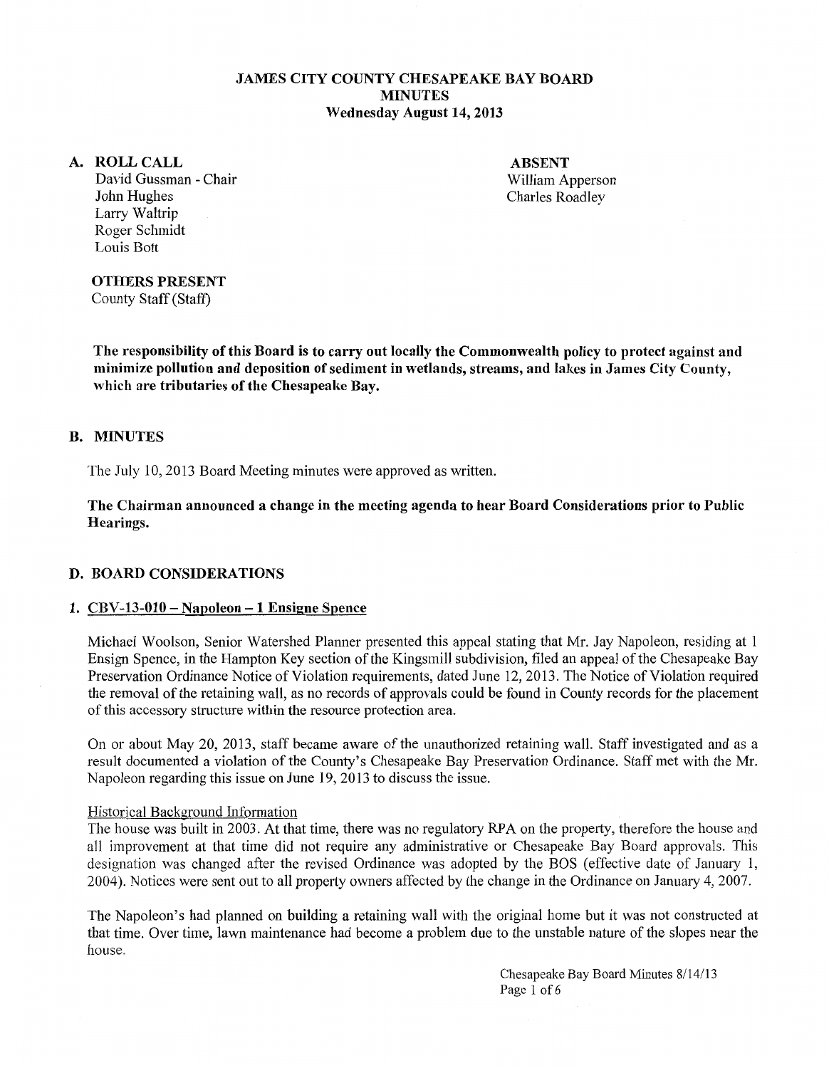# JAMES CITY COUNTY CHESAPEAKE BAY BOARD
## MINUTES
### Wednesday August 14, 2013

## A. ROLL CALL

David Gussman - Chair
John Hughes
Larry Waltrip
Roger Schmidt
Louis Bott

**ABSENT**
William Apperson
Charles Roadley

**OTHERS PRESENT**
County Staff (Staff)

**The responsibility of this Board is to carry out locally the Commonwealth policy to protect against and minimize pollution and deposition of sediment in wetlands, streams, and lakes in James City County, which are tributaries of the Chesapeake Bay.**

## B. MINUTES

The July 10, 2013 Board Meeting minutes were approved as written.

**The Chairman announced a change in the meeting agenda to hear Board Considerations prior to Public Hearings.**

## D. BOARD CONSIDERATIONS

### 1. CBV-13-010 – Napoleon – 1 Ensigne Spence

Michael Woolson, Senior Watershed Planner presented this appeal stating that Mr. Jay Napoleon, residing at 1 Ensign Spence, in the Hampton Key section of the Kingsmill subdivision, filed an appeal of the Chesapeake Bay Preservation Ordinance Notice of Violation requirements, dated June 12, 2013. The Notice of Violation required the removal of the retaining wall, as no records of approvals could be found in County records for the placement of this accessory structure within the resource protection area.

On or about May 20, 2013, staff became aware of the unauthorized retaining wall. Staff investigated and as a result documented a violation of the County's Chesapeake Bay Preservation Ordinance. Staff met with the Mr. Napoleon regarding this issue on June 19, 2013 to discuss the issue.

Historical Background Information

The house was built in 2003. At that time, there was no regulatory RPA on the property, therefore the house and all improvement at that time did not require any administrative or Chesapeake Bay Board approvals. This designation was changed after the revised Ordinance was adopted by the BOS (effective date of January 1, 2004). Notices were sent out to all property owners affected by the change in the Ordinance on January 4, 2007.

The Napoleon's had planned on building a retaining wall with the original home but it was not constructed at that time. Over time, lawn maintenance had become a problem due to the unstable nature of the slopes near the house.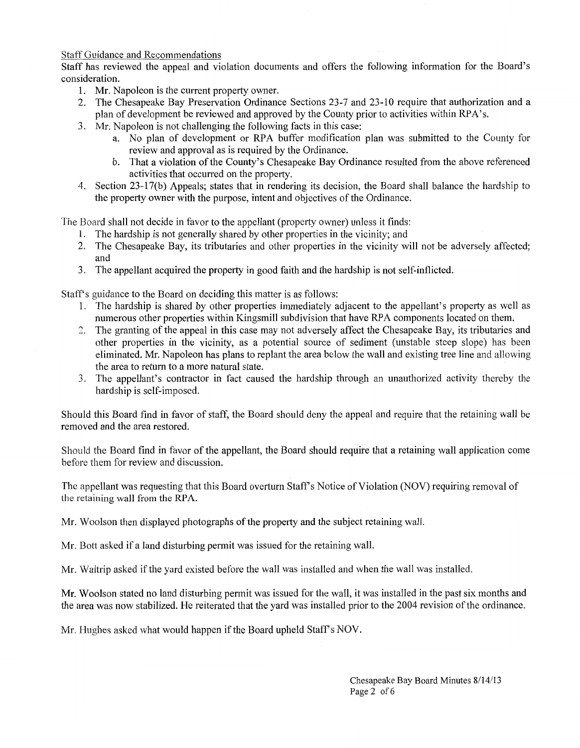Staff Guidance and Recommendations

Staff has reviewed the appeal and violation documents and offers the following information for the Board's consideration.

1. Mr. Napoleon is the current property owner.
2. The Chesapeake Bay Preservation Ordinance Sections 23-7 and 23-10 require that authorization and a plan of development be reviewed and approved by the County prior to activities within RPA's.
3. Mr. Napoleon is not challenging the following facts in this case:
   a. No plan of development or RPA buffer modification plan was submitted to the County for review and approval as is required by the Ordinance.
   b. That a violation of the County's Chesapeake Bay Ordinance resulted from the above referenced activities that occurred on the property.
4. Section 23-17(b) Appeals; states that in rendering its decision, the Board shall balance the hardship to the property owner with the purpose, intent and objectives of the Ordinance.

The Board shall not decide in favor to the appellant (property owner) unless it finds:

1. The hardship is not generally shared by other properties in the vicinity; and
2. The Chesapeake Bay, its tributaries and other properties in the vicinity will not be adversely affected; and
3. The appellant acquired the property in good faith and the hardship is not self-inflicted.

Staff's guidance to the Board on deciding this matter is as follows:

1. The hardship is shared by other properties immediately adjacent to the appellant's property as well as numerous other properties within Kingsmill subdivision that have RPA components located on them.
2. The granting of the appeal in this case may not adversely affect the Chesapeake Bay, its tributaries and other properties in the vicinity, as a potential source of sediment (unstable steep slope) has been eliminated. Mr. Napoleon has plans to replant the area below the wall and existing tree line and allowing the area to return to a more natural state.
3. The appellant's contractor in fact caused the hardship through an unauthorized activity thereby the hardship is self-imposed.

Should this Board find in favor of staff, the Board should deny the appeal and require that the retaining wall be removed and the area restored.

Should the Board find in favor of the appellant, the Board should require that a retaining wall application come before them for review and discussion.

The appellant was requesting that this Board overturn Staff's Notice of Violation (NOV) requiring removal of the retaining wall from the RPA.

Mr. Woolson then displayed photographs of the property and the subject retaining wall.

Mr. Bott asked if a land disturbing permit was issued for the retaining wall.

Mr. Waltrip asked if the yard existed before the wall was installed and when the wall was installed.

Mr. Woolson stated no land disturbing permit was issued for the wall, it was installed in the past six months and the area was now stabilized. He reiterated that the yard was installed prior to the 2004 revision of the ordinance.

Mr. Hughes asked what would happen if the Board upheld Staff's NOV.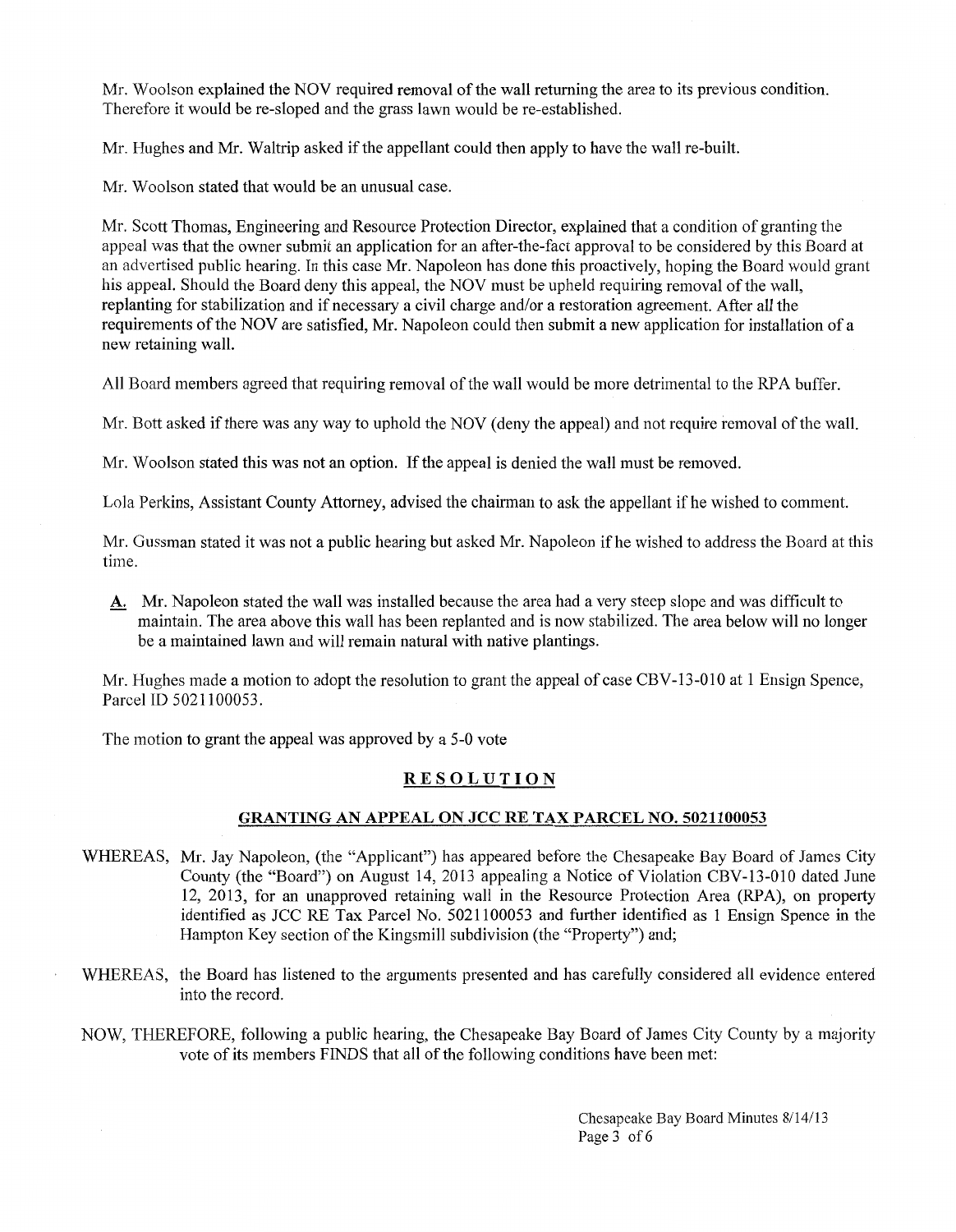Mr. Woolson explained the NOV required removal of the wall returning the area to its previous condition. Therefore it would be re-sloped and the grass lawn would be re-established.

Mr. Hughes and Mr. Waltrip asked if the appellant could then apply to have the wall re-built.

Mr. Woolson stated that would be an unusual case.

Mr. Scott Thomas, Engineering and Resource Protection Director, explained that a condition of granting the appeal was that the owner submit an application for an after-the-fact approval to be considered by this Board at an advertised public hearing. In this case Mr. Napoleon has done this proactively, hoping the Board would grant his appeal. Should the Board deny this appeal, the NOV must be upheld requiring removal of the wall, replanting for stabilization and if necessary a civil charge and/or a restoration agreement. After all the requirements of the NOV are satisfied, Mr. Napoleon could then submit a new application for installation of a new retaining wall.

All Board members agreed that requiring removal of the wall would be more detrimental to the RPA buffer.

Mr. Bott asked if there was any way to uphold the NOV (deny the appeal) and not require removal of the wall.

Mr. Woolson stated this was not an option. If the appeal is denied the wall must be removed.

Lola Perkins, Assistant County Attorney, advised the chairman to ask the appellant if he wished to comment.

Mr. Gussman stated it was not a public hearing but asked Mr. Napoleon if he wished to address the Board at this time.

**A.** Mr. Napoleon stated the wall was installed because the area had a very steep slope and was difficult to maintain. The area above this wall has been replanted and is now stabilized. The area below will no longer be a maintained lawn and will remain natural with native plantings.

Mr. Hughes made a motion to adopt the resolution to grant the appeal of case CBV-13-010 at 1 Ensign Spence, Parcel ID 5021100053.

The motion to grant the appeal was approved by a 5-0 vote

## RESOLUTION

### GRANTING AN APPEAL ON JCC RE TAX PARCEL NO. 5021100053

WHEREAS, Mr. Jay Napoleon, (the "Applicant") has appeared before the Chesapeake Bay Board of James City County (the "Board") on August 14, 2013 appealing a Notice of Violation CBV-13-010 dated June 12, 2013, for an unapproved retaining wall in the Resource Protection Area (RPA), on property identified as JCC RE Tax Parcel No. 5021100053 and further identified as 1 Ensign Spence in the Hampton Key section of the Kingsmill subdivision (the "Property") and;

WHEREAS, the Board has listened to the arguments presented and has carefully considered all evidence entered into the record.

NOW, THEREFORE, following a public hearing, the Chesapeake Bay Board of James City County by a majority vote of its members FINDS that all of the following conditions have been met: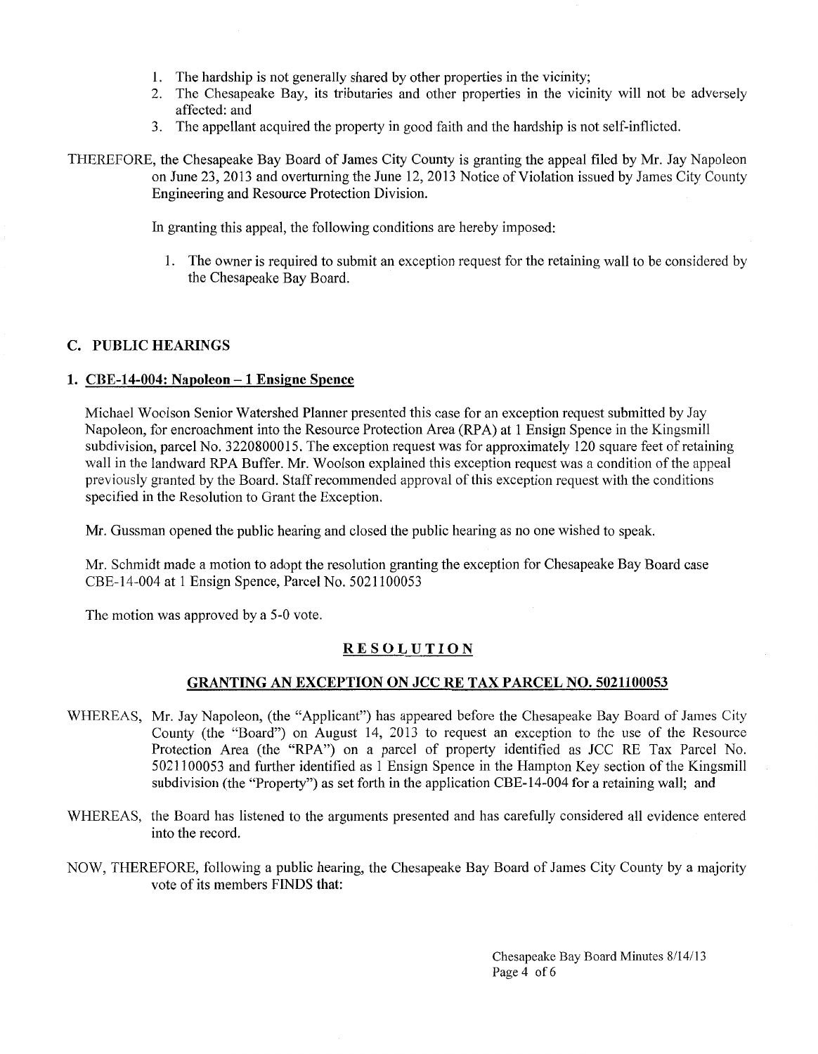1. The hardship is not generally shared by other properties in the vicinity;
2. The Chesapeake Bay, its tributaries and other properties in the vicinity will not be adversely affected: and
3. The appellant acquired the property in good faith and the hardship is not self-inflicted.

THEREFORE, the Chesapeake Bay Board of James City County is granting the appeal filed by Mr. Jay Napoleon on June 23, 2013 and overturning the June 12, 2013 Notice of Violation issued by James City County Engineering and Resource Protection Division.

In granting this appeal, the following conditions are hereby imposed:

1. The owner is required to submit an exception request for the retaining wall to be considered by the Chesapeake Bay Board.

## C. PUBLIC HEARINGS

### 1. CBE-14-004: Napoleon – 1 Ensigne Spence

Michael Woolson Senior Watershed Planner presented this case for an exception request submitted by Jay Napoleon, for encroachment into the Resource Protection Area (RPA) at 1 Ensign Spence in the Kingsmill subdivision, parcel No. 3220800015. The exception request was for approximately 120 square feet of retaining wall in the landward RPA Buffer. Mr. Woolson explained this exception request was a condition of the appeal previously granted by the Board. Staff recommended approval of this exception request with the conditions specified in the Resolution to Grant the Exception.

Mr. Gussman opened the public hearing and closed the public hearing as no one wished to speak.

Mr. Schmidt made a motion to adopt the resolution granting the exception for Chesapeake Bay Board case CBE-14-004 at 1 Ensign Spence, Parcel No. 5021100053

The motion was approved by a 5-0 vote.

## RESOLUTION

### GRANTING AN EXCEPTION ON JCC RE TAX PARCEL NO. 5021100053

WHEREAS, Mr. Jay Napoleon, (the "Applicant") has appeared before the Chesapeake Bay Board of James City County (the "Board") on August 14, 2013 to request an exception to the use of the Resource Protection Area (the "RPA") on a parcel of property identified as JCC RE Tax Parcel No. 5021100053 and further identified as 1 Ensign Spence in the Hampton Key section of the Kingsmill subdivision (the "Property") as set forth in the application CBE-14-004 for a retaining wall; and

WHEREAS, the Board has listened to the arguments presented and has carefully considered all evidence entered into the record.

NOW, THEREFORE, following a public hearing, the Chesapeake Bay Board of James City County by a majority vote of its members FINDS that: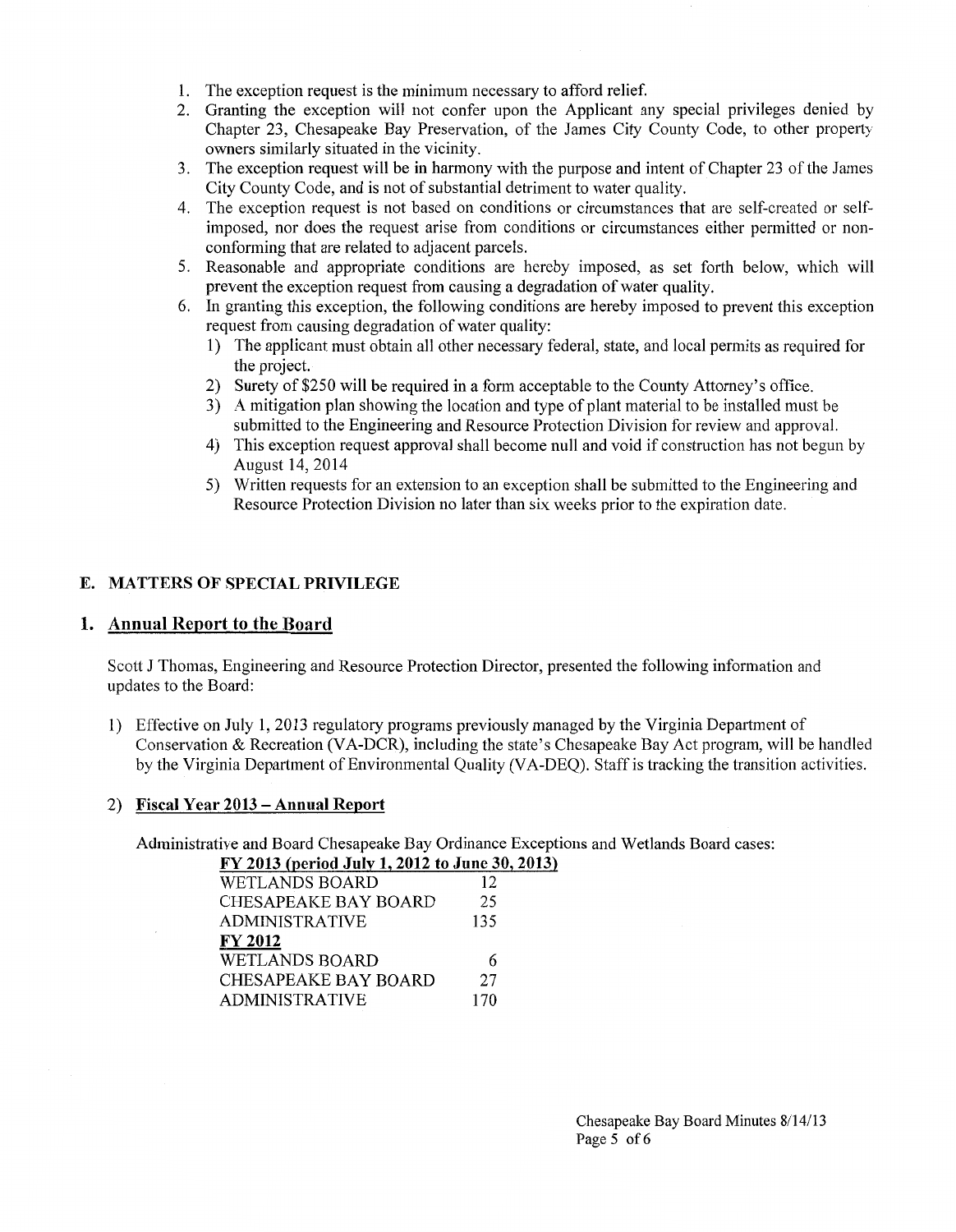1. The exception request is the minimum necessary to afford relief.
2. Granting the exception will not confer upon the Applicant any special privileges denied by Chapter 23, Chesapeake Bay Preservation, of the James City County Code, to other property owners similarly situated in the vicinity.
3. The exception request will be in harmony with the purpose and intent of Chapter 23 of the James City County Code, and is not of substantial detriment to water quality.
4. The exception request is not based on conditions or circumstances that are self-created or self-imposed, nor does the request arise from conditions or circumstances either permitted or non-conforming that are related to adjacent parcels.
5. Reasonable and appropriate conditions are hereby imposed, as set forth below, which will prevent the exception request from causing a degradation of water quality.
6. In granting this exception, the following conditions are hereby imposed to prevent this exception request from causing degradation of water quality:
   1) The applicant must obtain all other necessary federal, state, and local permits as required for the project.
   2) Surety of $250 will be required in a form acceptable to the County Attorney's office.
   3) A mitigation plan showing the location and type of plant material to be installed must be submitted to the Engineering and Resource Protection Division for review and approval.
   4) This exception request approval shall become null and void if construction has not begun by August 14, 2014
   5) Written requests for an extension to an exception shall be submitted to the Engineering and Resource Protection Division no later than six weeks prior to the expiration date.

## E. MATTERS OF SPECIAL PRIVILEGE

### 1. Annual Report to the Board

Scott J Thomas, Engineering and Resource Protection Director, presented the following information and updates to the Board:

1) Effective on July 1, 2013 regulatory programs previously managed by the Virginia Department of Conservation & Recreation (VA-DCR), including the state's Chesapeake Bay Act program, will be handled by the Virginia Department of Environmental Quality (VA-DEQ). Staff is tracking the transition activities.

2) **Fiscal Year 2013 – Annual Report**

Administrative and Board Chesapeake Bay Ordinance Exceptions and Wetlands Board cases:

| **FY 2013 (period July 1, 2012 to June 30, 2013)** | |
|---|---|
| WETLANDS BOARD | 12 |
| CHESAPEAKE BAY BOARD | 25 |
| ADMINISTRATIVE | 135 |
| **FY 2012** | |
| WETLANDS BOARD | 6 |
| CHESAPEAKE BAY BOARD | 27 |
| ADMINISTRATIVE | 170 |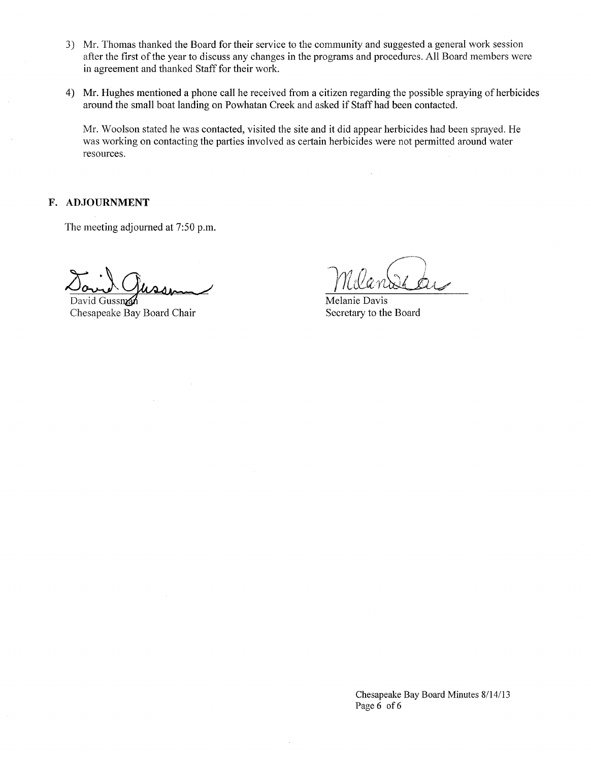3) Mr. Thomas thanked the Board for their service to the community and suggested a general work session after the first of the year to discuss any changes in the programs and procedures. All Board members were in agreement and thanked Staff for their work.

4) Mr. Hughes mentioned a phone call he received from a citizen regarding the possible spraying of herbicides around the small boat landing on Powhatan Creek and asked if Staff had been contacted.

   Mr. Woolson stated he was contacted, visited the site and it did appear herbicides had been sprayed. He was working on contacting the parties involved as certain herbicides were not permitted around water resources.

## F. ADJOURNMENT

The meeting adjourned at 7:50 p.m.

David Gussman
Chesapeake Bay Board Chair

Melanie Davis
Secretary to the Board